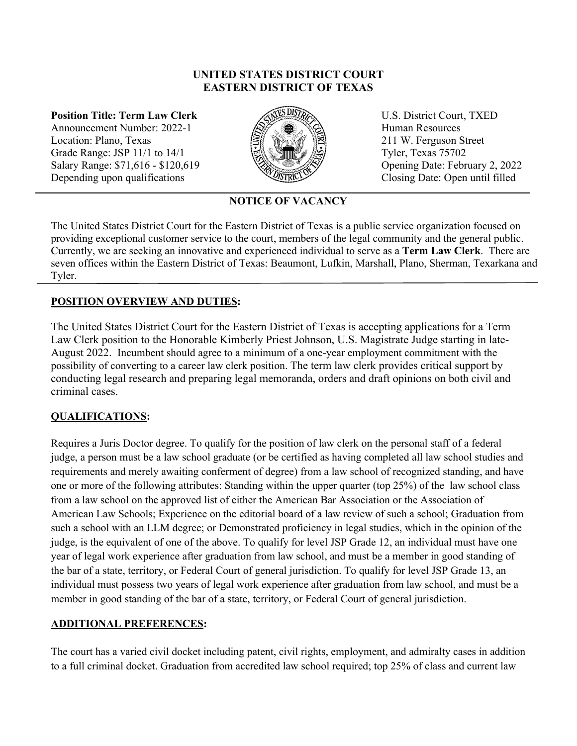# UNITED STATES DISTRICT COURT
# EASTERN DISTRICT OF TEXAS

**Position Title: Term Law Clerk**
Announcement Number: 2022-1
Location: Plano, Texas
Grade Range: JSP 11/1 to 14/1
Salary Range: $71,616 - $120,619
Depending upon qualifications

U.S. District Court, TXED
Human Resources
211 W. Ferguson Street
Tyler, Texas 75702
Opening Date: February 2, 2022
Closing Date: Open until filled

## NOTICE OF VACANCY

The United States District Court for the Eastern District of Texas is a public service organization focused on providing exceptional customer service to the court, members of the legal community and the general public. Currently, we are seeking an innovative and experienced individual to serve as a **Term Law Clerk**. There are seven offices within the Eastern District of Texas: Beaumont, Lufkin, Marshall, Plano, Sherman, Texarkana and Tyler.

## POSITION OVERVIEW AND DUTIES:

The United States District Court for the Eastern District of Texas is accepting applications for a Term Law Clerk position to the Honorable Kimberly Priest Johnson, U.S. Magistrate Judge starting in late-August 2022. Incumbent should agree to a minimum of a one-year employment commitment with the possibility of converting to a career law clerk position. The term law clerk provides critical support by conducting legal research and preparing legal memoranda, orders and draft opinions on both civil and criminal cases.

## QUALIFICATIONS:

Requires a Juris Doctor degree. To qualify for the position of law clerk on the personal staff of a federal judge, a person must be a law school graduate (or be certified as having completed all law school studies and requirements and merely awaiting conferment of degree) from a law school of recognized standing, and have one or more of the following attributes: Standing within the upper quarter (top 25%) of the law school class from a law school on the approved list of either the American Bar Association or the Association of American Law Schools; Experience on the editorial board of a law review of such a school; Graduation from such a school with an LLM degree; or Demonstrated proficiency in legal studies, which in the opinion of the judge, is the equivalent of one of the above. To qualify for level JSP Grade 12, an individual must have one year of legal work experience after graduation from law school, and must be a member in good standing of the bar of a state, territory, or Federal Court of general jurisdiction. To qualify for level JSP Grade 13, an individual must possess two years of legal work experience after graduation from law school, and must be a member in good standing of the bar of a state, territory, or Federal Court of general jurisdiction.

## ADDITIONAL PREFERENCES:

The court has a varied civil docket including patent, civil rights, employment, and admiralty cases in addition to a full criminal docket. Graduation from accredited law school required; top 25% of class and current law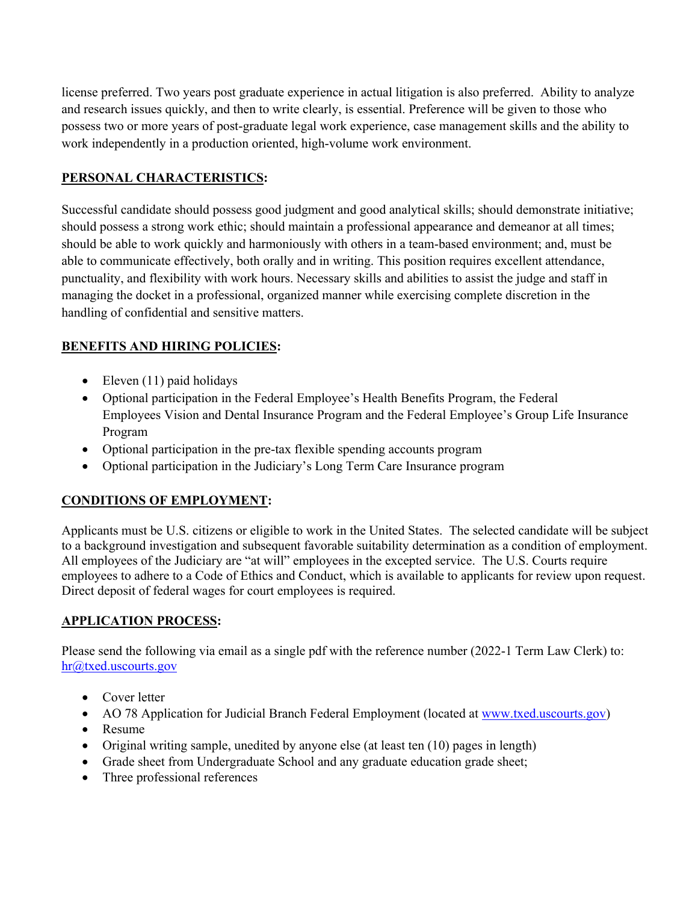license preferred. Two years post graduate experience in actual litigation is also preferred. Ability to analyze and research issues quickly, and then to write clearly, is essential. Preference will be given to those who possess two or more years of post-graduate legal work experience, case management skills and the ability to work independently in a production oriented, high-volume work environment.

**<u>PERSONAL CHARACTERISTICS</u>:**

Successful candidate should possess good judgment and good analytical skills; should demonstrate initiative; should possess a strong work ethic; should maintain a professional appearance and demeanor at all times; should be able to work quickly and harmoniously with others in a team-based environment; and, must be able to communicate effectively, both orally and in writing. This position requires excellent attendance, punctuality, and flexibility with work hours. Necessary skills and abilities to assist the judge and staff in managing the docket in a professional, organized manner while exercising complete discretion in the handling of confidential and sensitive matters.

**<u>BENEFITS AND HIRING POLICIES</u>:**

- Eleven (11) paid holidays
- Optional participation in the Federal Employee's Health Benefits Program, the Federal Employees Vision and Dental Insurance Program and the Federal Employee's Group Life Insurance Program
- Optional participation in the pre-tax flexible spending accounts program
- Optional participation in the Judiciary's Long Term Care Insurance program

**<u>CONDITIONS OF EMPLOYMENT</u>:**

Applicants must be U.S. citizens or eligible to work in the United States. The selected candidate will be subject to a background investigation and subsequent favorable suitability determination as a condition of employment. All employees of the Judiciary are "at will" employees in the excepted service. The U.S. Courts require employees to adhere to a Code of Ethics and Conduct, which is available to applicants for review upon request. Direct deposit of federal wages for court employees is required.

**<u>APPLICATION PROCESS</u>:**

Please send the following via email as a single pdf with the reference number (2022-1 Term Law Clerk) to: hr@txed.uscourts.gov

- Cover letter
- AO 78 Application for Judicial Branch Federal Employment (located at www.txed.uscourts.gov)
- Resume
- Original writing sample, unedited by anyone else (at least ten (10) pages in length)
- Grade sheet from Undergraduate School and any graduate education grade sheet;
- Three professional references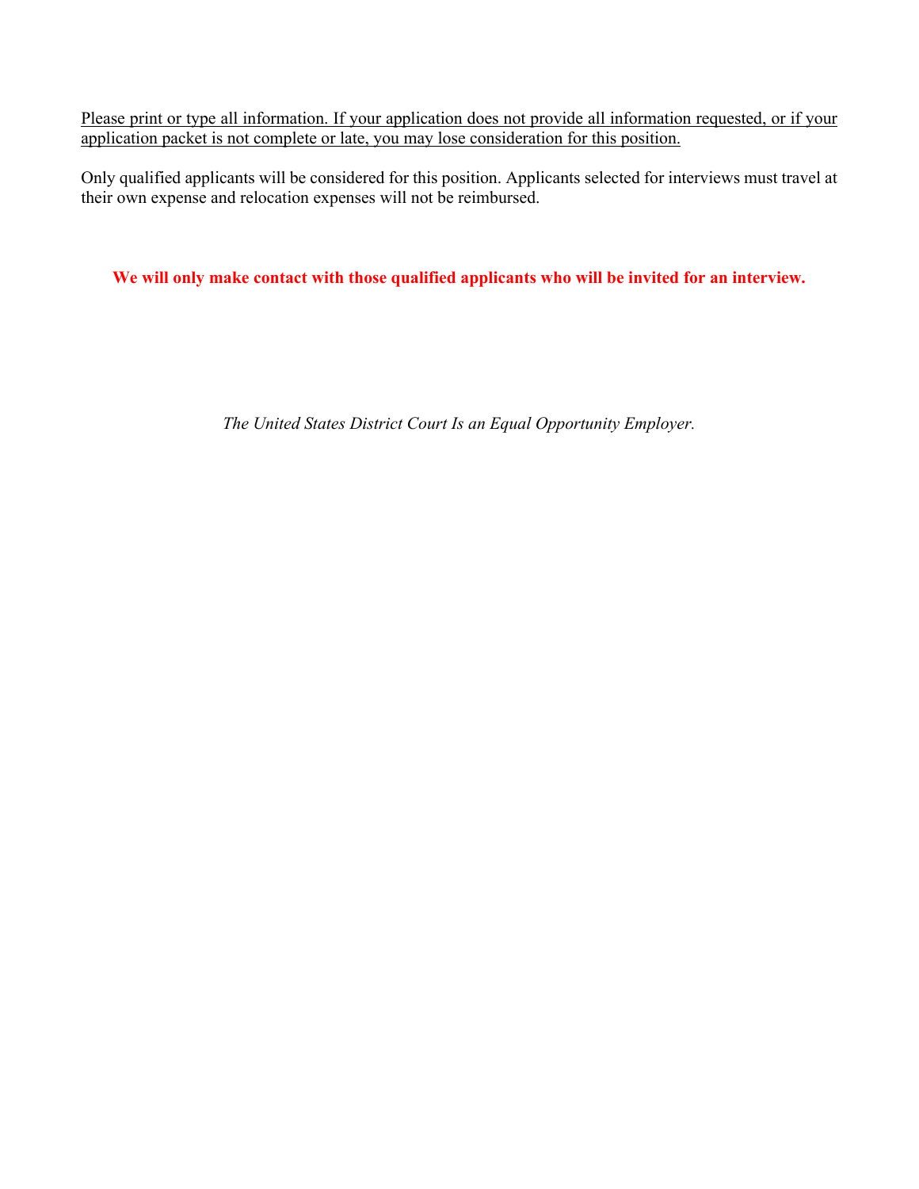<u>Please print or type all information. If your application does not provide all information requested, or if your application packet is not complete or late, you may lose consideration for this position.</u>

Only qualified applicants will be considered for this position. Applicants selected for interviews must travel at their own expense and relocation expenses will not be reimbursed.

**We will only make contact with those qualified applicants who will be invited for an interview.**

*The United States District Court Is an Equal Opportunity Employer.*